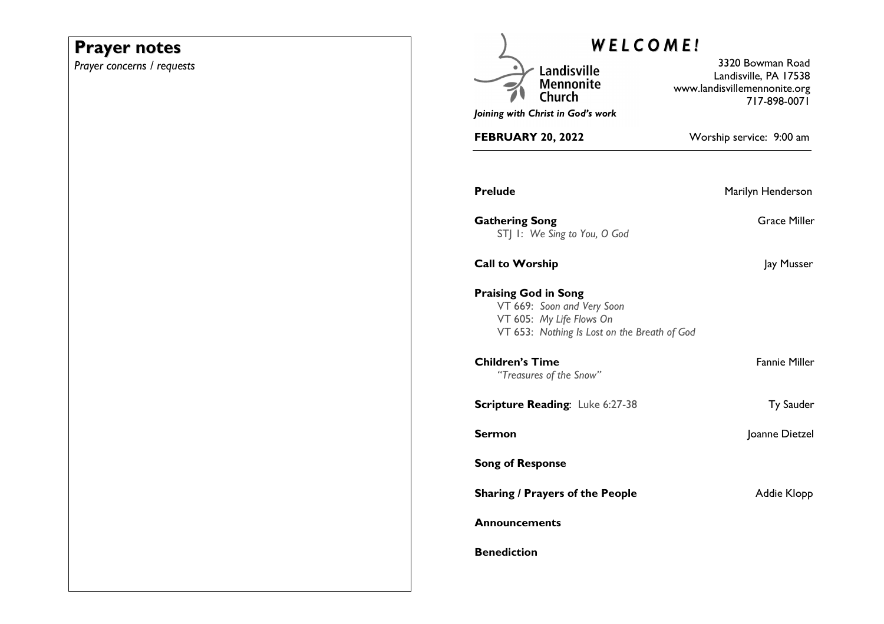## Prayer notes

*Prayer concerns / requests*

# *WELCOME!*

Landisville Mennonite Church

*Joining with Christ in God's work*

3320 Bowman Road
Landisville, PA 17538
www.landisvillemennonite.org
717-898-0071

**FEBRUARY 20, 2022** Worship service: 9:00 am

**Prelude** Marilyn Henderson

**Gathering Song** Grace Miller
STJ 1: *We Sing to You, O God*

**Call to Worship** Jay Musser

**Praising God in Song**
VT 669: *Soon and Very Soon*
VT 605: *My Life Flows On*
VT 653: *Nothing Is Lost on the Breath of God*

**Children's Time** Fannie Miller
*"Treasures of the Snow"*

**Scripture Reading**: Luke 6:27-38 Ty Sauder

**Sermon** Joanne Dietzel

**Song of Response**

**Sharing / Prayers of the People** Addie Klopp

**Announcements**

**Benediction**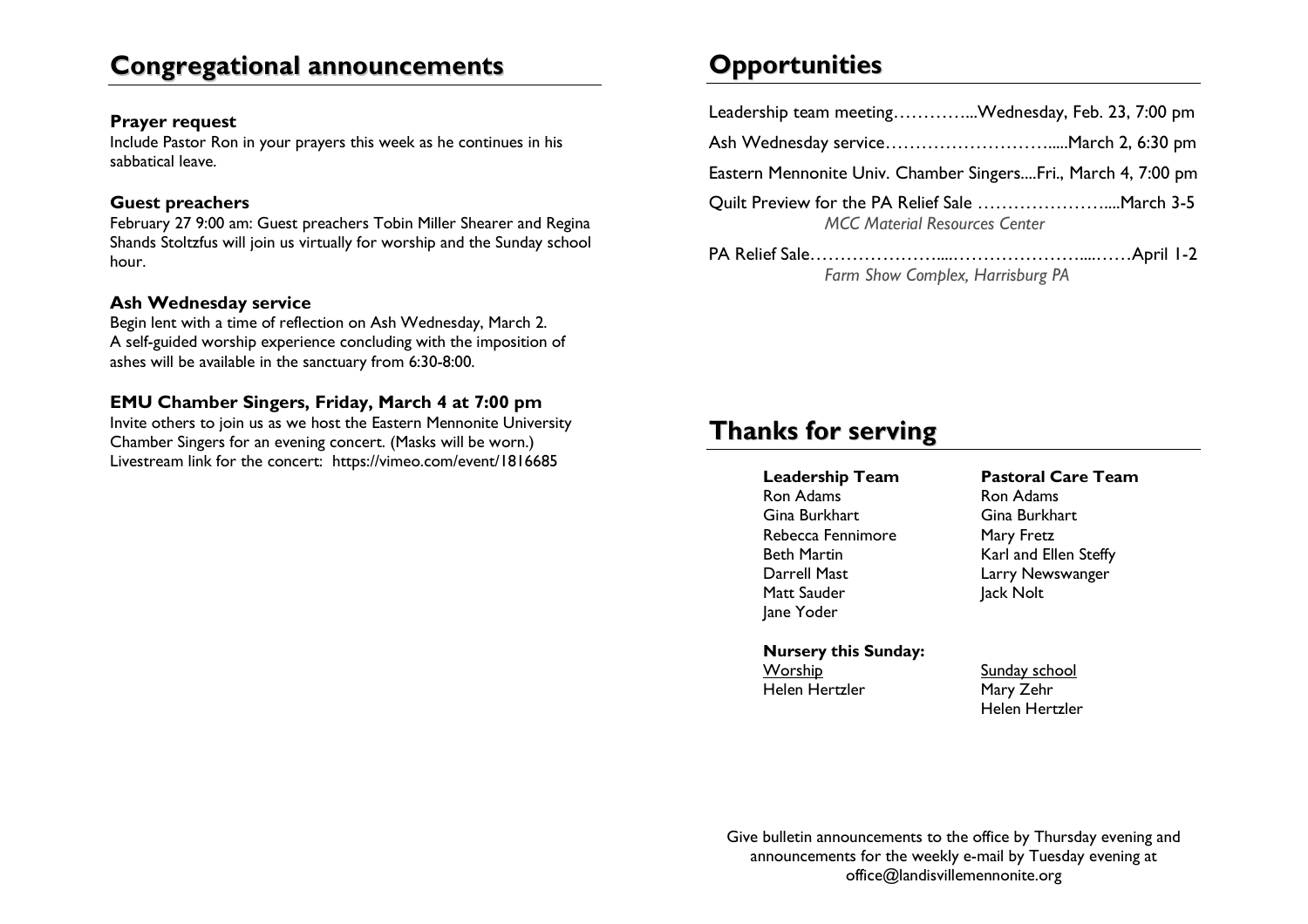## Congregational announcements

**Prayer request**
Include Pastor Ron in your prayers this week as he continues in his sabbatical leave.

**Guest preachers**
February 27 9:00 am: Guest preachers Tobin Miller Shearer and Regina Shands Stoltzfus will join us virtually for worship and the Sunday school hour.

**Ash Wednesday service**
Begin lent with a time of reflection on Ash Wednesday, March 2. A self-guided worship experience concluding with the imposition of ashes will be available in the sanctuary from 6:30-8:00.

**EMU Chamber Singers, Friday, March 4 at 7:00 pm**
Invite others to join us as we host the Eastern Mennonite University Chamber Singers for an evening concert. (Masks will be worn.) Livestream link for the concert: https://vimeo.com/event/1816685

## Opportunities

Leadership team meeting…………...Wednesday, Feb. 23, 7:00 pm

Ash Wednesday service……………………….....March 2, 6:30 pm

Eastern Mennonite Univ. Chamber Singers....Fri., March 4, 7:00 pm

Quilt Preview for the PA Relief Sale …………………....March 3-5
*MCC Material Resources Center*

PA Relief Sale…………………....…………………....……April 1-2
*Farm Show Complex, Harrisburg PA*

## Thanks for serving

**Leadership Team**
Ron Adams
Gina Burkhart
Rebecca Fennimore
Beth Martin
Darrell Mast
Matt Sauder
Jane Yoder

**Pastoral Care Team**
Ron Adams
Gina Burkhart
Mary Fretz
Karl and Ellen Steffy
Larry Newswanger
Jack Nolt

**Nursery this Sunday:**

Worship
Helen Hertzler

Sunday school
Mary Zehr
Helen Hertzler

Give bulletin announcements to the office by Thursday evening and announcements for the weekly e-mail by Tuesday evening at office@landisvillemennonite.org